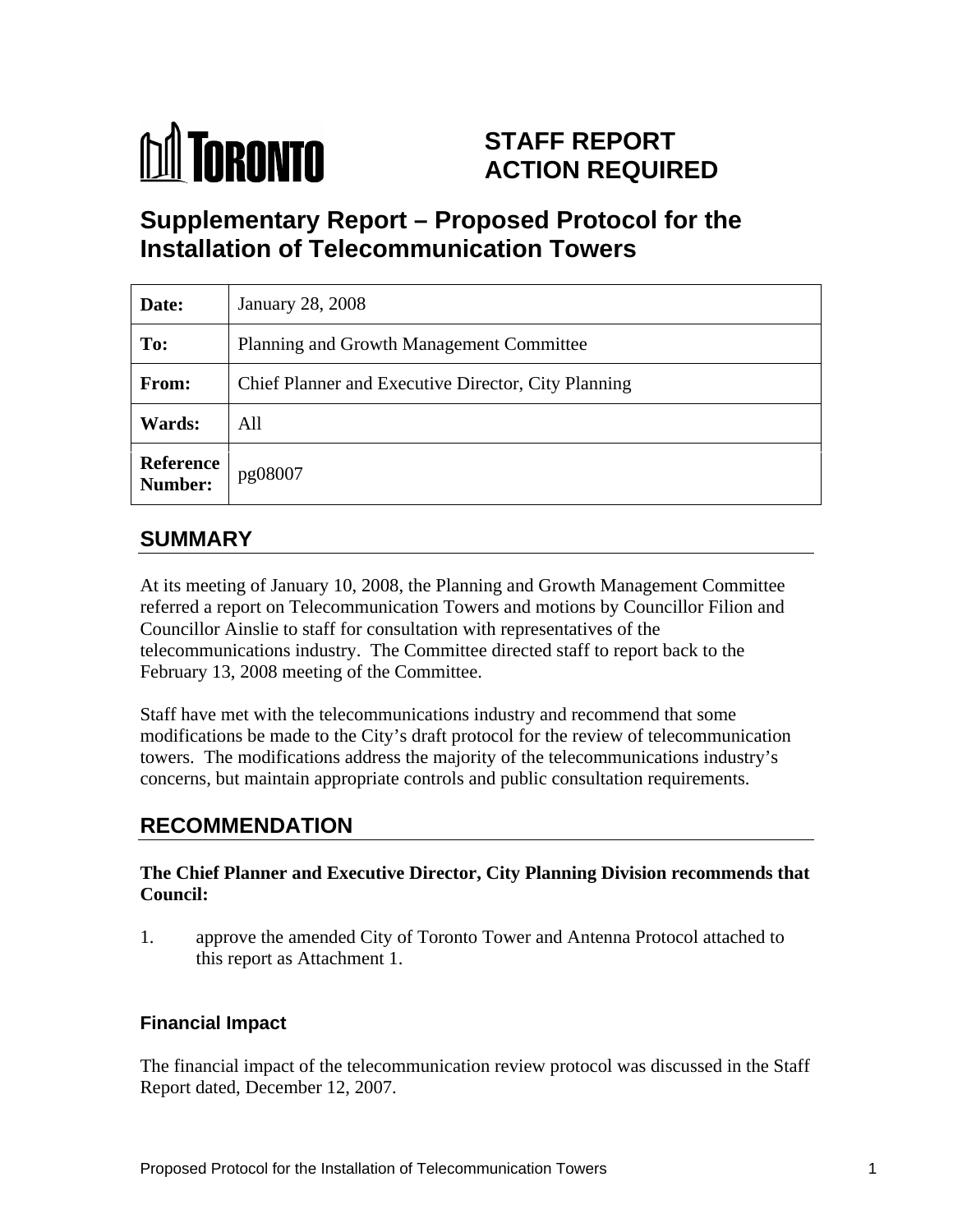TORONTO

# STAFF REPORT ACTION REQUIRED

# Supplementary Report – Proposed Protocol for the Installation of Telecommunication Towers

| | |
|---|---|
| **Date:** | January 28, 2008 |
| **To:** | Planning and Growth Management Committee |
| **From:** | Chief Planner and Executive Director, City Planning |
| **Wards:** | All |
| **Reference Number:** | pg08007 |

## SUMMARY

At its meeting of January 10, 2008, the Planning and Growth Management Committee referred a report on Telecommunication Towers and motions by Councillor Filion and Councillor Ainslie to staff for consultation with representatives of the telecommunications industry. The Committee directed staff to report back to the February 13, 2008 meeting of the Committee.

Staff have met with the telecommunications industry and recommend that some modifications be made to the City's draft protocol for the review of telecommunication towers. The modifications address the majority of the telecommunications industry's concerns, but maintain appropriate controls and public consultation requirements.

## RECOMMENDATION

**The Chief Planner and Executive Director, City Planning Division recommends that Council:**

1. approve the amended City of Toronto Tower and Antenna Protocol attached to this report as Attachment 1.

### Financial Impact

The financial impact of the telecommunication review protocol was discussed in the Staff Report dated, December 12, 2007.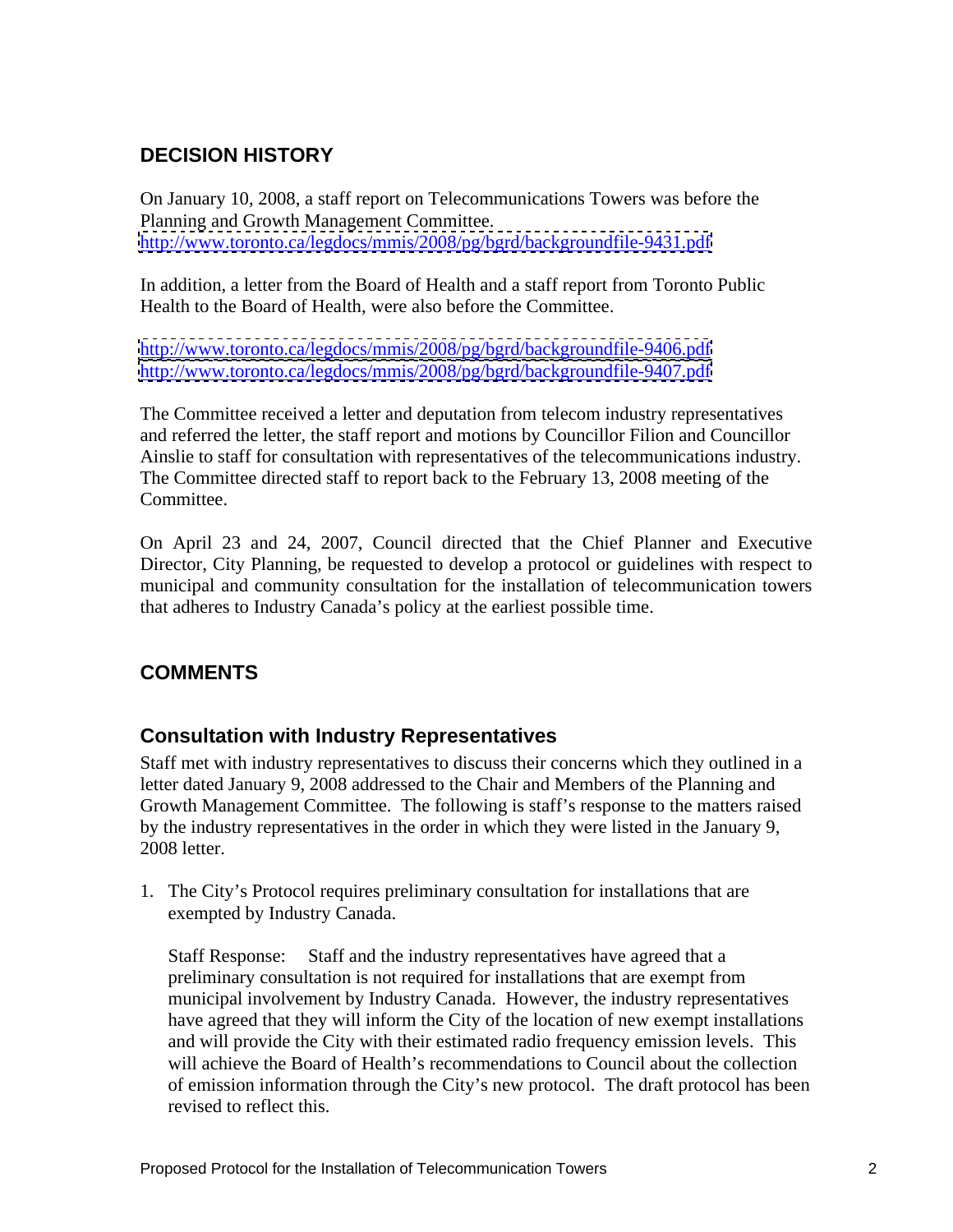## DECISION HISTORY

On January 10, 2008, a staff report on Telecommunications Towers was before the Planning and Growth Management Committee.
http://www.toronto.ca/legdocs/mmis/2008/pg/bgrd/backgroundfile-9431.pdf

In addition, a letter from the Board of Health and a staff report from Toronto Public Health to the Board of Health, were also before the Committee.

http://www.toronto.ca/legdocs/mmis/2008/pg/bgrd/backgroundfile-9406.pdf
http://www.toronto.ca/legdocs/mmis/2008/pg/bgrd/backgroundfile-9407.pdf

The Committee received a letter and deputation from telecom industry representatives and referred the letter, the staff report and motions by Councillor Filion and Councillor Ainslie to staff for consultation with representatives of the telecommunications industry. The Committee directed staff to report back to the February 13, 2008 meeting of the Committee.

On April 23 and 24, 2007, Council directed that the Chief Planner and Executive Director, City Planning, be requested to develop a protocol or guidelines with respect to municipal and community consultation for the installation of telecommunication towers that adheres to Industry Canada's policy at the earliest possible time.

## COMMENTS

### Consultation with Industry Representatives

Staff met with industry representatives to discuss their concerns which they outlined in a letter dated January 9, 2008 addressed to the Chair and Members of the Planning and Growth Management Committee. The following is staff's response to the matters raised by the industry representatives in the order in which they were listed in the January 9, 2008 letter.

1. The City's Protocol requires preliminary consultation for installations that are exempted by Industry Canada.

   Staff Response: Staff and the industry representatives have agreed that a preliminary consultation is not required for installations that are exempt from municipal involvement by Industry Canada. However, the industry representatives have agreed that they will inform the City of the location of new exempt installations and will provide the City with their estimated radio frequency emission levels. This will achieve the Board of Health's recommendations to Council about the collection of emission information through the City's new protocol. The draft protocol has been revised to reflect this.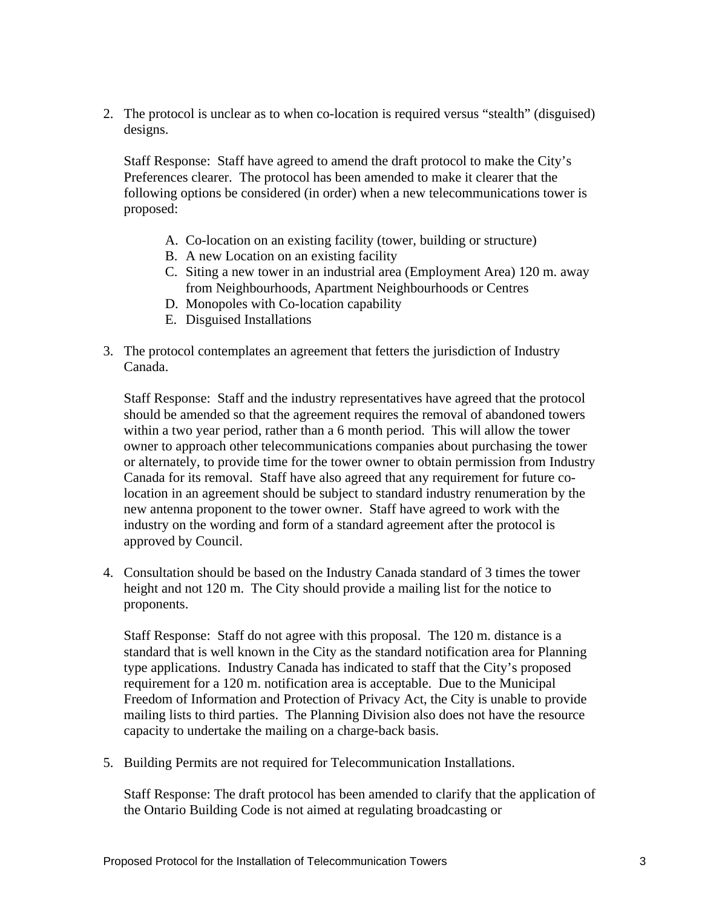2. The protocol is unclear as to when co-location is required versus "stealth" (disguised) designs.

   Staff Response: Staff have agreed to amend the draft protocol to make the City's Preferences clearer. The protocol has been amended to make it clearer that the following options be considered (in order) when a new telecommunications tower is proposed:

   A. Co-location on an existing facility (tower, building or structure)
   B. A new Location on an existing facility
   C. Siting a new tower in an industrial area (Employment Area) 120 m. away from Neighbourhoods, Apartment Neighbourhoods or Centres
   D. Monopoles with Co-location capability
   E. Disguised Installations

3. The protocol contemplates an agreement that fetters the jurisdiction of Industry Canada.

   Staff Response: Staff and the industry representatives have agreed that the protocol should be amended so that the agreement requires the removal of abandoned towers within a two year period, rather than a 6 month period. This will allow the tower owner to approach other telecommunications companies about purchasing the tower or alternately, to provide time for the tower owner to obtain permission from Industry Canada for its removal. Staff have also agreed that any requirement for future co-location in an agreement should be subject to standard industry renumeration by the new antenna proponent to the tower owner. Staff have agreed to work with the industry on the wording and form of a standard agreement after the protocol is approved by Council.

4. Consultation should be based on the Industry Canada standard of 3 times the tower height and not 120 m. The City should provide a mailing list for the notice to proponents.

   Staff Response: Staff do not agree with this proposal. The 120 m. distance is a standard that is well known in the City as the standard notification area for Planning type applications. Industry Canada has indicated to staff that the City's proposed requirement for a 120 m. notification area is acceptable. Due to the Municipal Freedom of Information and Protection of Privacy Act, the City is unable to provide mailing lists to third parties. The Planning Division also does not have the resource capacity to undertake the mailing on a charge-back basis.

5. Building Permits are not required for Telecommunication Installations.

   Staff Response: The draft protocol has been amended to clarify that the application of the Ontario Building Code is not aimed at regulating broadcasting or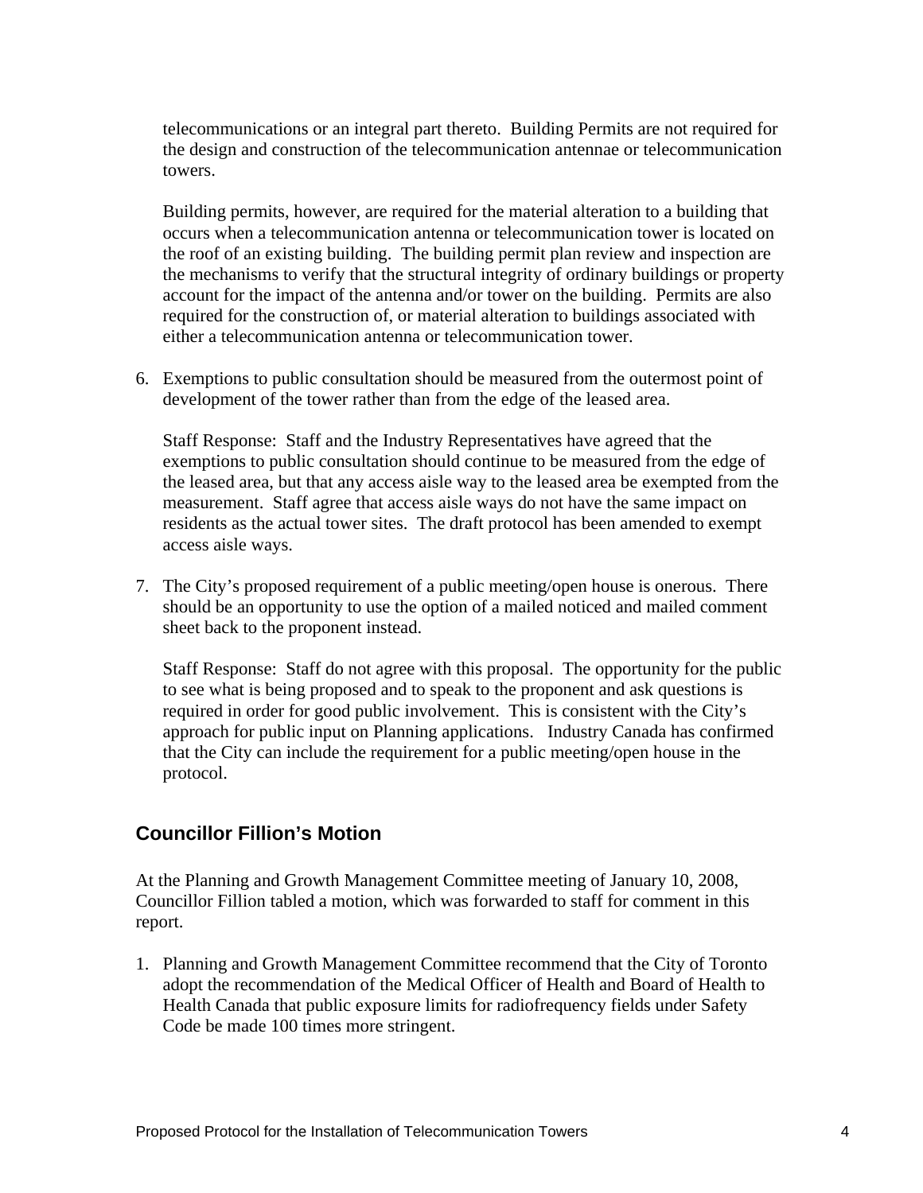telecommunications or an integral part thereto. Building Permits are not required for the design and construction of the telecommunication antennae or telecommunication towers.

Building permits, however, are required for the material alteration to a building that occurs when a telecommunication antenna or telecommunication tower is located on the roof of an existing building. The building permit plan review and inspection are the mechanisms to verify that the structural integrity of ordinary buildings or property account for the impact of the antenna and/or tower on the building. Permits are also required for the construction of, or material alteration to buildings associated with either a telecommunication antenna or telecommunication tower.

6. Exemptions to public consultation should be measured from the outermost point of development of the tower rather than from the edge of the leased area.

   Staff Response: Staff and the Industry Representatives have agreed that the exemptions to public consultation should continue to be measured from the edge of the leased area, but that any access aisle way to the leased area be exempted from the measurement. Staff agree that access aisle ways do not have the same impact on residents as the actual tower sites. The draft protocol has been amended to exempt access aisle ways.

7. The City's proposed requirement of a public meeting/open house is onerous. There should be an opportunity to use the option of a mailed noticed and mailed comment sheet back to the proponent instead.

   Staff Response: Staff do not agree with this proposal. The opportunity for the public to see what is being proposed and to speak to the proponent and ask questions is required in order for good public involvement. This is consistent with the City's approach for public input on Planning applications. Industry Canada has confirmed that the City can include the requirement for a public meeting/open house in the protocol.

## Councillor Fillion's Motion

At the Planning and Growth Management Committee meeting of January 10, 2008, Councillor Fillion tabled a motion, which was forwarded to staff for comment in this report.

1. Planning and Growth Management Committee recommend that the City of Toronto adopt the recommendation of the Medical Officer of Health and Board of Health to Health Canada that public exposure limits for radiofrequency fields under Safety Code be made 100 times more stringent.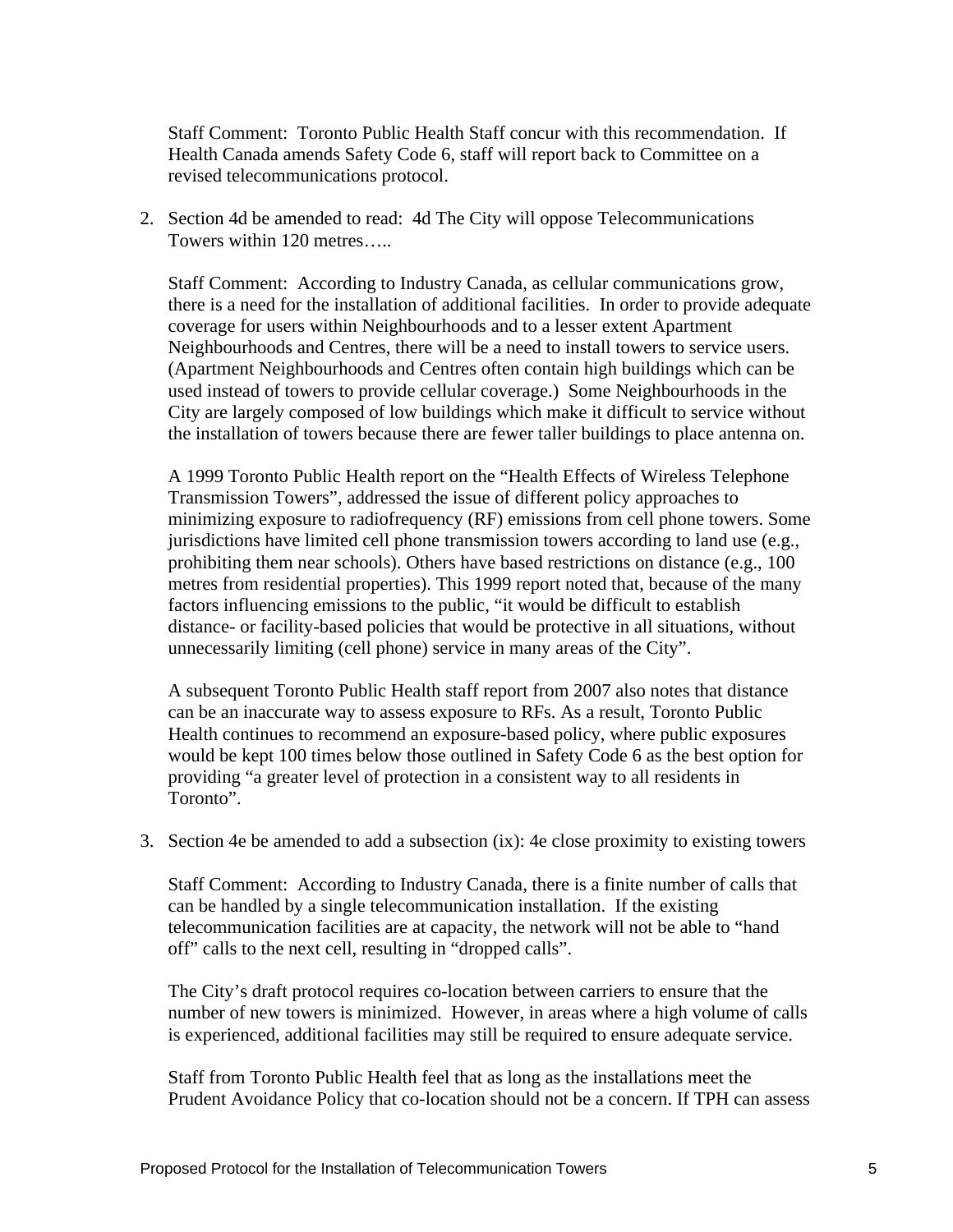Staff Comment: Toronto Public Health Staff concur with this recommendation. If Health Canada amends Safety Code 6, staff will report back to Committee on a revised telecommunications protocol.

2. Section 4d be amended to read: 4d The City will oppose Telecommunications Towers within 120 metres…..

   Staff Comment: According to Industry Canada, as cellular communications grow, there is a need for the installation of additional facilities. In order to provide adequate coverage for users within Neighbourhoods and to a lesser extent Apartment Neighbourhoods and Centres, there will be a need to install towers to service users. (Apartment Neighbourhoods and Centres often contain high buildings which can be used instead of towers to provide cellular coverage.) Some Neighbourhoods in the City are largely composed of low buildings which make it difficult to service without the installation of towers because there are fewer taller buildings to place antenna on.

   A 1999 Toronto Public Health report on the "Health Effects of Wireless Telephone Transmission Towers", addressed the issue of different policy approaches to minimizing exposure to radiofrequency (RF) emissions from cell phone towers. Some jurisdictions have limited cell phone transmission towers according to land use (e.g., prohibiting them near schools). Others have based restrictions on distance (e.g., 100 metres from residential properties). This 1999 report noted that, because of the many factors influencing emissions to the public, "it would be difficult to establish distance- or facility-based policies that would be protective in all situations, without unnecessarily limiting (cell phone) service in many areas of the City".

   A subsequent Toronto Public Health staff report from 2007 also notes that distance can be an inaccurate way to assess exposure to RFs. As a result, Toronto Public Health continues to recommend an exposure-based policy, where public exposures would be kept 100 times below those outlined in Safety Code 6 as the best option for providing "a greater level of protection in a consistent way to all residents in Toronto".

3. Section 4e be amended to add a subsection (ix): 4e close proximity to existing towers

   Staff Comment: According to Industry Canada, there is a finite number of calls that can be handled by a single telecommunication installation. If the existing telecommunication facilities are at capacity, the network will not be able to "hand off" calls to the next cell, resulting in "dropped calls".

   The City's draft protocol requires co-location between carriers to ensure that the number of new towers is minimized. However, in areas where a high volume of calls is experienced, additional facilities may still be required to ensure adequate service.

   Staff from Toronto Public Health feel that as long as the installations meet the Prudent Avoidance Policy that co-location should not be a concern. If TPH can assess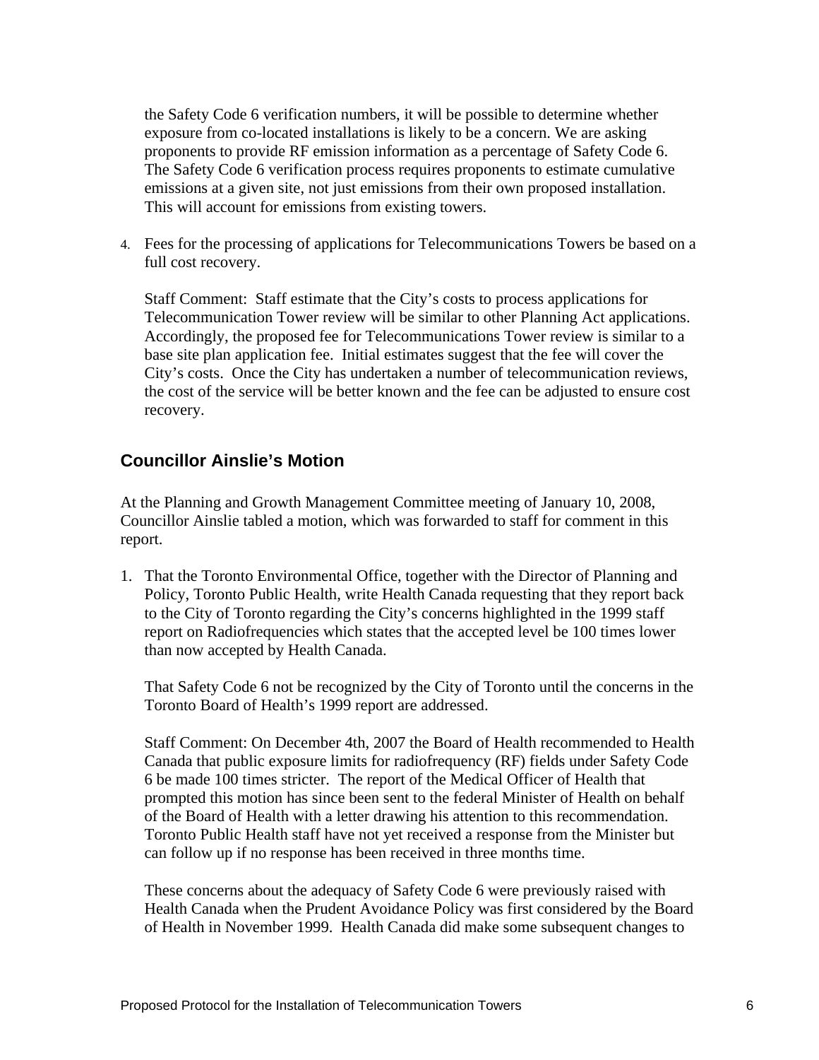the Safety Code 6 verification numbers, it will be possible to determine whether exposure from co-located installations is likely to be a concern. We are asking proponents to provide RF emission information as a percentage of Safety Code 6. The Safety Code 6 verification process requires proponents to estimate cumulative emissions at a given site, not just emissions from their own proposed installation. This will account for emissions from existing towers.

4. Fees for the processing of applications for Telecommunications Towers be based on a full cost recovery.

   Staff Comment: Staff estimate that the City's costs to process applications for Telecommunication Tower review will be similar to other Planning Act applications. Accordingly, the proposed fee for Telecommunications Tower review is similar to a base site plan application fee. Initial estimates suggest that the fee will cover the City's costs. Once the City has undertaken a number of telecommunication reviews, the cost of the service will be better known and the fee can be adjusted to ensure cost recovery.

## Councillor Ainslie's Motion

At the Planning and Growth Management Committee meeting of January 10, 2008, Councillor Ainslie tabled a motion, which was forwarded to staff for comment in this report.

1. That the Toronto Environmental Office, together with the Director of Planning and Policy, Toronto Public Health, write Health Canada requesting that they report back to the City of Toronto regarding the City's concerns highlighted in the 1999 staff report on Radiofrequencies which states that the accepted level be 100 times lower than now accepted by Health Canada.

   That Safety Code 6 not be recognized by the City of Toronto until the concerns in the Toronto Board of Health's 1999 report are addressed.

   Staff Comment: On December 4th, 2007 the Board of Health recommended to Health Canada that public exposure limits for radiofrequency (RF) fields under Safety Code 6 be made 100 times stricter. The report of the Medical Officer of Health that prompted this motion has since been sent to the federal Minister of Health on behalf of the Board of Health with a letter drawing his attention to this recommendation. Toronto Public Health staff have not yet received a response from the Minister but can follow up if no response has been received in three months time.

   These concerns about the adequacy of Safety Code 6 were previously raised with Health Canada when the Prudent Avoidance Policy was first considered by the Board of Health in November 1999. Health Canada did make some subsequent changes to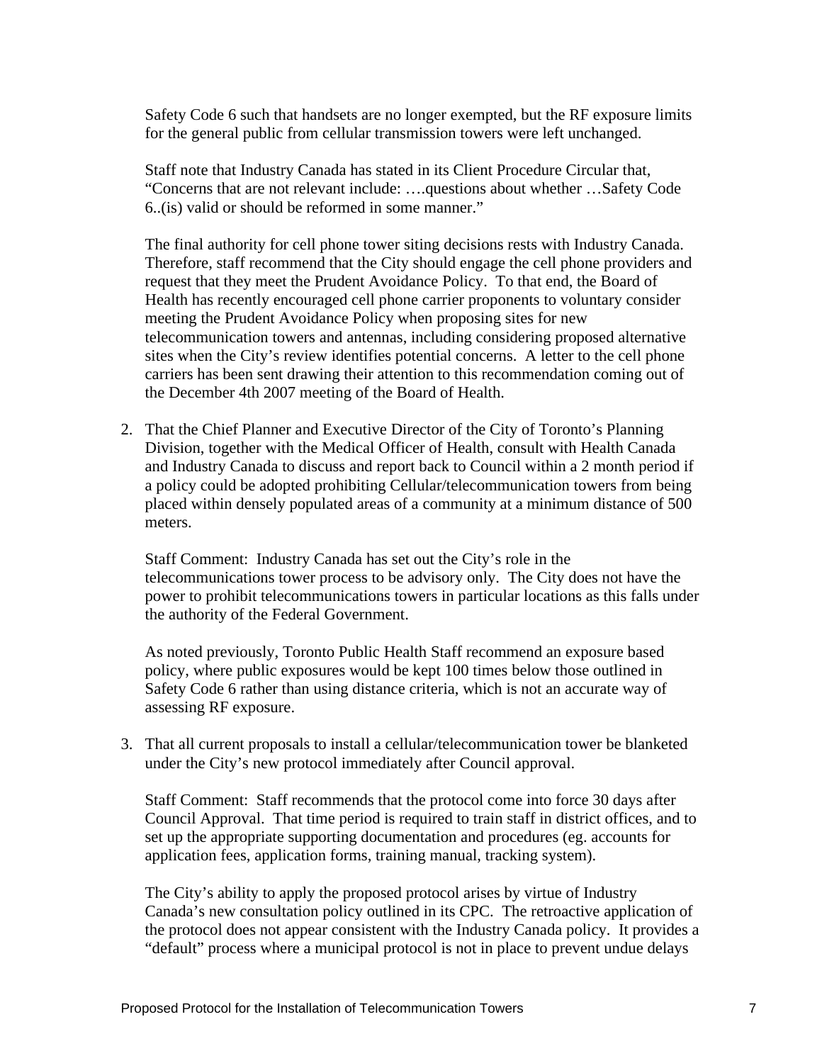Safety Code 6 such that handsets are no longer exempted, but the RF exposure limits for the general public from cellular transmission towers were left unchanged.

Staff note that Industry Canada has stated in its Client Procedure Circular that, "Concerns that are not relevant include: ….questions about whether …Safety Code 6..(is) valid or should be reformed in some manner."

The final authority for cell phone tower siting decisions rests with Industry Canada. Therefore, staff recommend that the City should engage the cell phone providers and request that they meet the Prudent Avoidance Policy. To that end, the Board of Health has recently encouraged cell phone carrier proponents to voluntary consider meeting the Prudent Avoidance Policy when proposing sites for new telecommunication towers and antennas, including considering proposed alternative sites when the City's review identifies potential concerns. A letter to the cell phone carriers has been sent drawing their attention to this recommendation coming out of the December 4th 2007 meeting of the Board of Health.

2. That the Chief Planner and Executive Director of the City of Toronto's Planning Division, together with the Medical Officer of Health, consult with Health Canada and Industry Canada to discuss and report back to Council within a 2 month period if a policy could be adopted prohibiting Cellular/telecommunication towers from being placed within densely populated areas of a community at a minimum distance of 500 meters.

   Staff Comment: Industry Canada has set out the City's role in the telecommunications tower process to be advisory only. The City does not have the power to prohibit telecommunications towers in particular locations as this falls under the authority of the Federal Government.

   As noted previously, Toronto Public Health Staff recommend an exposure based policy, where public exposures would be kept 100 times below those outlined in Safety Code 6 rather than using distance criteria, which is not an accurate way of assessing RF exposure.

3. That all current proposals to install a cellular/telecommunication tower be blanketed under the City's new protocol immediately after Council approval.

   Staff Comment: Staff recommends that the protocol come into force 30 days after Council Approval. That time period is required to train staff in district offices, and to set up the appropriate supporting documentation and procedures (eg. accounts for application fees, application forms, training manual, tracking system).

   The City's ability to apply the proposed protocol arises by virtue of Industry Canada's new consultation policy outlined in its CPC. The retroactive application of the protocol does not appear consistent with the Industry Canada policy. It provides a "default" process where a municipal protocol is not in place to prevent undue delays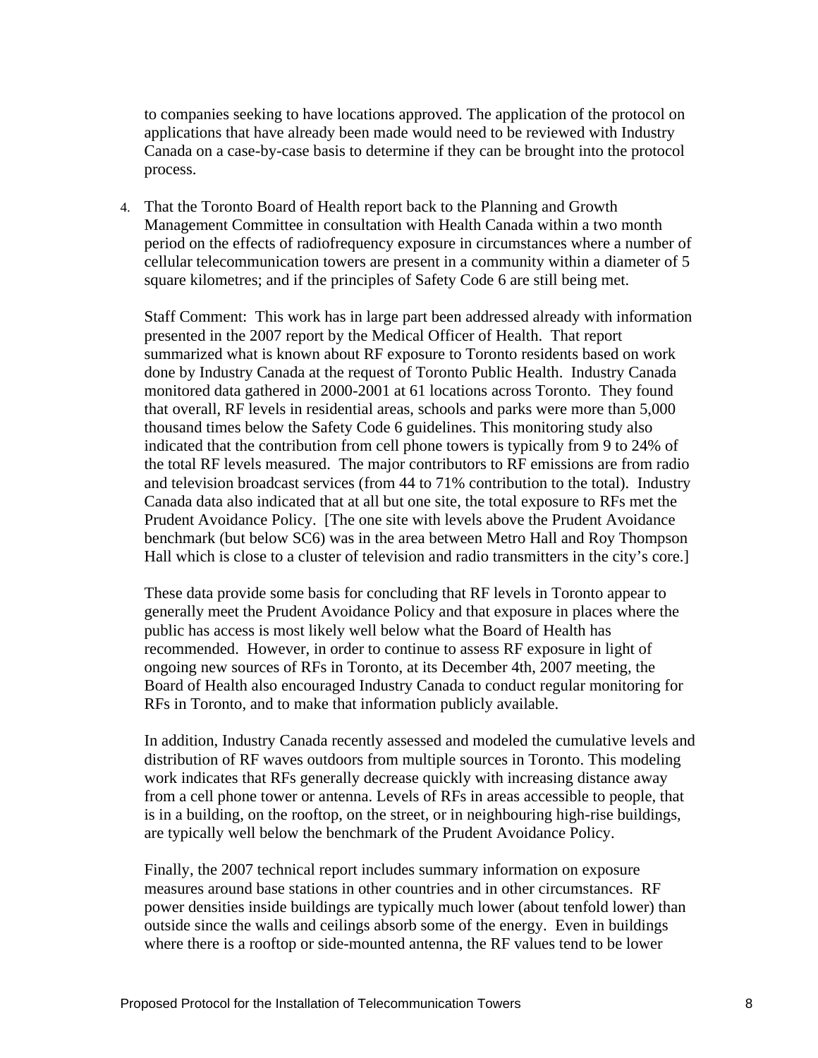to companies seeking to have locations approved. The application of the protocol on applications that have already been made would need to be reviewed with Industry Canada on a case-by-case basis to determine if they can be brought into the protocol process.

4. That the Toronto Board of Health report back to the Planning and Growth Management Committee in consultation with Health Canada within a two month period on the effects of radiofrequency exposure in circumstances where a number of cellular telecommunication towers are present in a community within a diameter of 5 square kilometres; and if the principles of Safety Code 6 are still being met.

   Staff Comment: This work has in large part been addressed already with information presented in the 2007 report by the Medical Officer of Health. That report summarized what is known about RF exposure to Toronto residents based on work done by Industry Canada at the request of Toronto Public Health. Industry Canada monitored data gathered in 2000-2001 at 61 locations across Toronto. They found that overall, RF levels in residential areas, schools and parks were more than 5,000 thousand times below the Safety Code 6 guidelines. This monitoring study also indicated that the contribution from cell phone towers is typically from 9 to 24% of the total RF levels measured. The major contributors to RF emissions are from radio and television broadcast services (from 44 to 71% contribution to the total). Industry Canada data also indicated that at all but one site, the total exposure to RFs met the Prudent Avoidance Policy. [The one site with levels above the Prudent Avoidance benchmark (but below SC6) was in the area between Metro Hall and Roy Thompson Hall which is close to a cluster of television and radio transmitters in the city's core.]

   These data provide some basis for concluding that RF levels in Toronto appear to generally meet the Prudent Avoidance Policy and that exposure in places where the public has access is most likely well below what the Board of Health has recommended. However, in order to continue to assess RF exposure in light of ongoing new sources of RFs in Toronto, at its December 4th, 2007 meeting, the Board of Health also encouraged Industry Canada to conduct regular monitoring for RFs in Toronto, and to make that information publicly available.

   In addition, Industry Canada recently assessed and modeled the cumulative levels and distribution of RF waves outdoors from multiple sources in Toronto. This modeling work indicates that RFs generally decrease quickly with increasing distance away from a cell phone tower or antenna. Levels of RFs in areas accessible to people, that is in a building, on the rooftop, on the street, or in neighbouring high-rise buildings, are typically well below the benchmark of the Prudent Avoidance Policy.

   Finally, the 2007 technical report includes summary information on exposure measures around base stations in other countries and in other circumstances. RF power densities inside buildings are typically much lower (about tenfold lower) than outside since the walls and ceilings absorb some of the energy. Even in buildings where there is a rooftop or side-mounted antenna, the RF values tend to be lower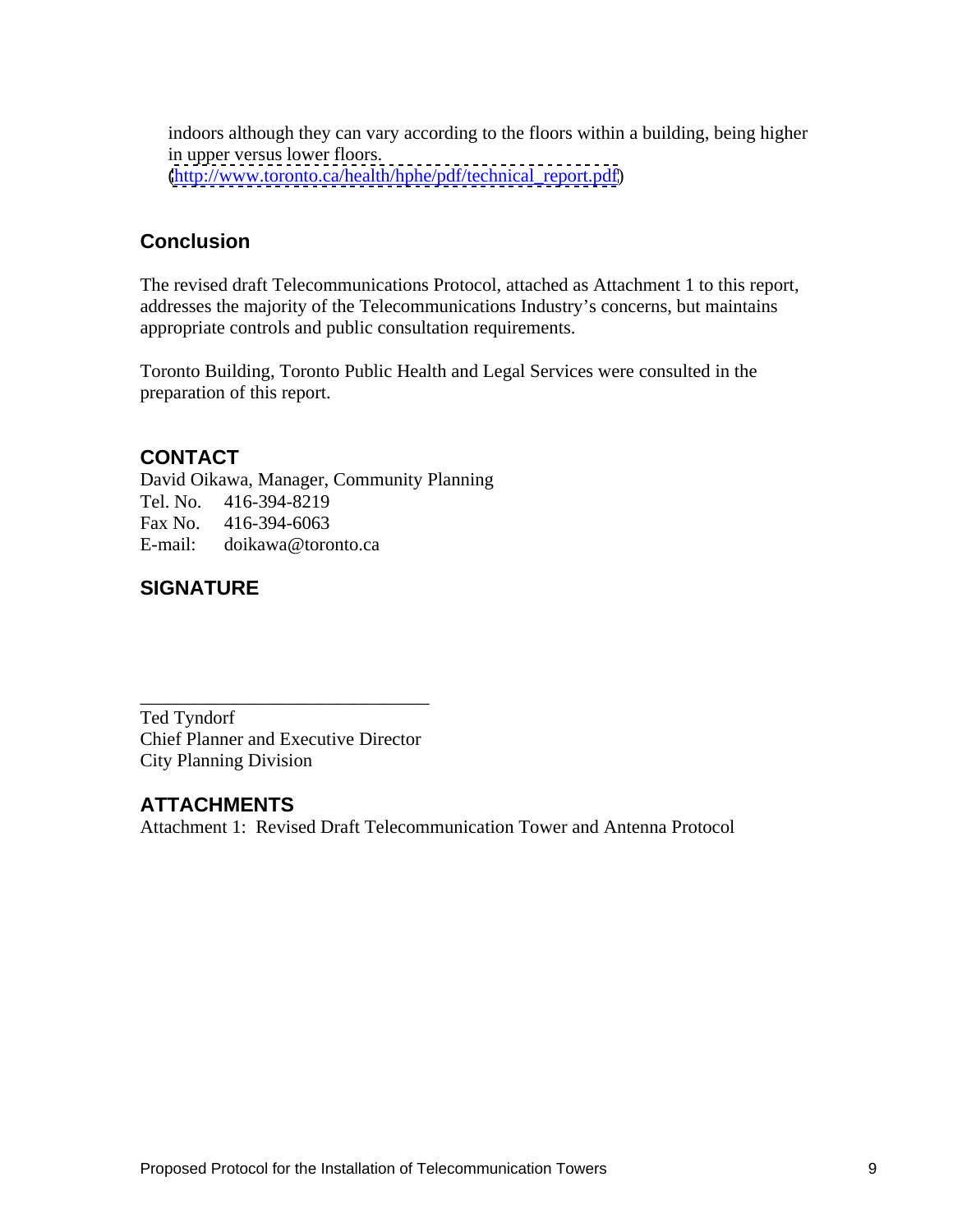indoors although they can vary according to the floors within a building, being higher in upper versus lower floors. (http://www.toronto.ca/health/hphe/pdf/technical_report.pdf)

## Conclusion

The revised draft Telecommunications Protocol, attached as Attachment 1 to this report, addresses the majority of the Telecommunications Industry's concerns, but maintains appropriate controls and public consultation requirements.

Toronto Building, Toronto Public Health and Legal Services were consulted in the preparation of this report.

## CONTACT

David Oikawa, Manager, Community Planning
Tel. No. 416-394-8219
Fax No. 416-394-6063
E-mail: doikawa@toronto.ca

## SIGNATURE

_______________________________

Ted Tyndorf
Chief Planner and Executive Director
City Planning Division

## ATTACHMENTS

Attachment 1: Revised Draft Telecommunication Tower and Antenna Protocol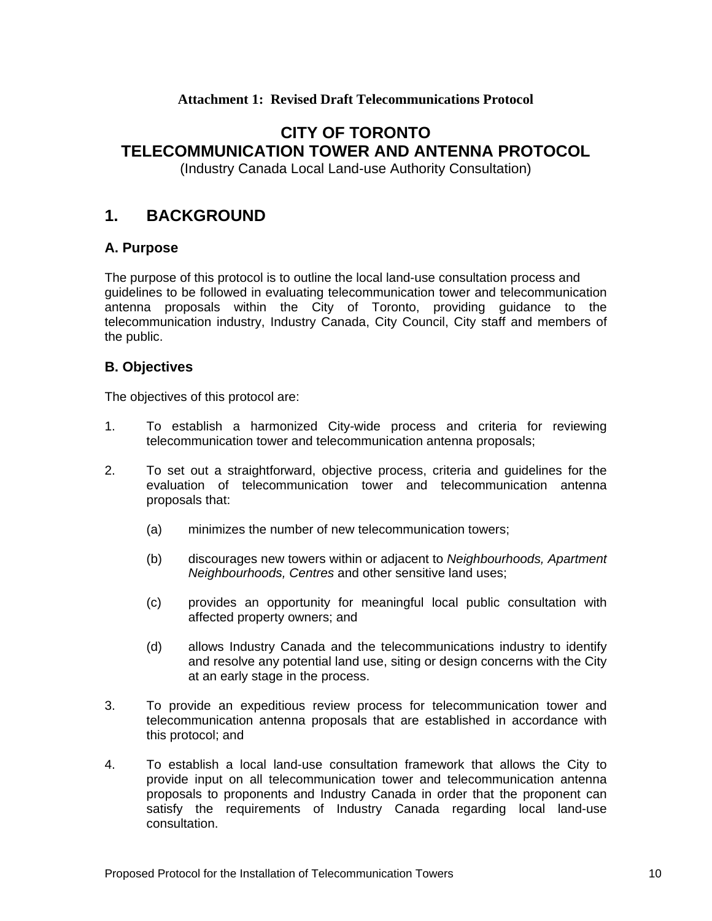**Attachment 1: Revised Draft Telecommunications Protocol**

# CITY OF TORONTO
# TELECOMMUNICATION TOWER AND ANTENNA PROTOCOL

(Industry Canada Local Land-use Authority Consultation)

## 1. BACKGROUND

### A. Purpose

The purpose of this protocol is to outline the local land-use consultation process and guidelines to be followed in evaluating telecommunication tower and telecommunication antenna proposals within the City of Toronto, providing guidance to the telecommunication industry, Industry Canada, City Council, City staff and members of the public.

### B. Objectives

The objectives of this protocol are:

1. To establish a harmonized City-wide process and criteria for reviewing telecommunication tower and telecommunication antenna proposals;

2. To set out a straightforward, objective process, criteria and guidelines for the evaluation of telecommunication tower and telecommunication antenna proposals that:

   (a) minimizes the number of new telecommunication towers;

   (b) discourages new towers within or adjacent to *Neighbourhoods, Apartment Neighbourhoods, Centres* and other sensitive land uses;

   (c) provides an opportunity for meaningful local public consultation with affected property owners; and

   (d) allows Industry Canada and the telecommunications industry to identify and resolve any potential land use, siting or design concerns with the City at an early stage in the process.

3. To provide an expeditious review process for telecommunication tower and telecommunication antenna proposals that are established in accordance with this protocol; and

4. To establish a local land-use consultation framework that allows the City to provide input on all telecommunication tower and telecommunication antenna proposals to proponents and Industry Canada in order that the proponent can satisfy the requirements of Industry Canada regarding local land-use consultation.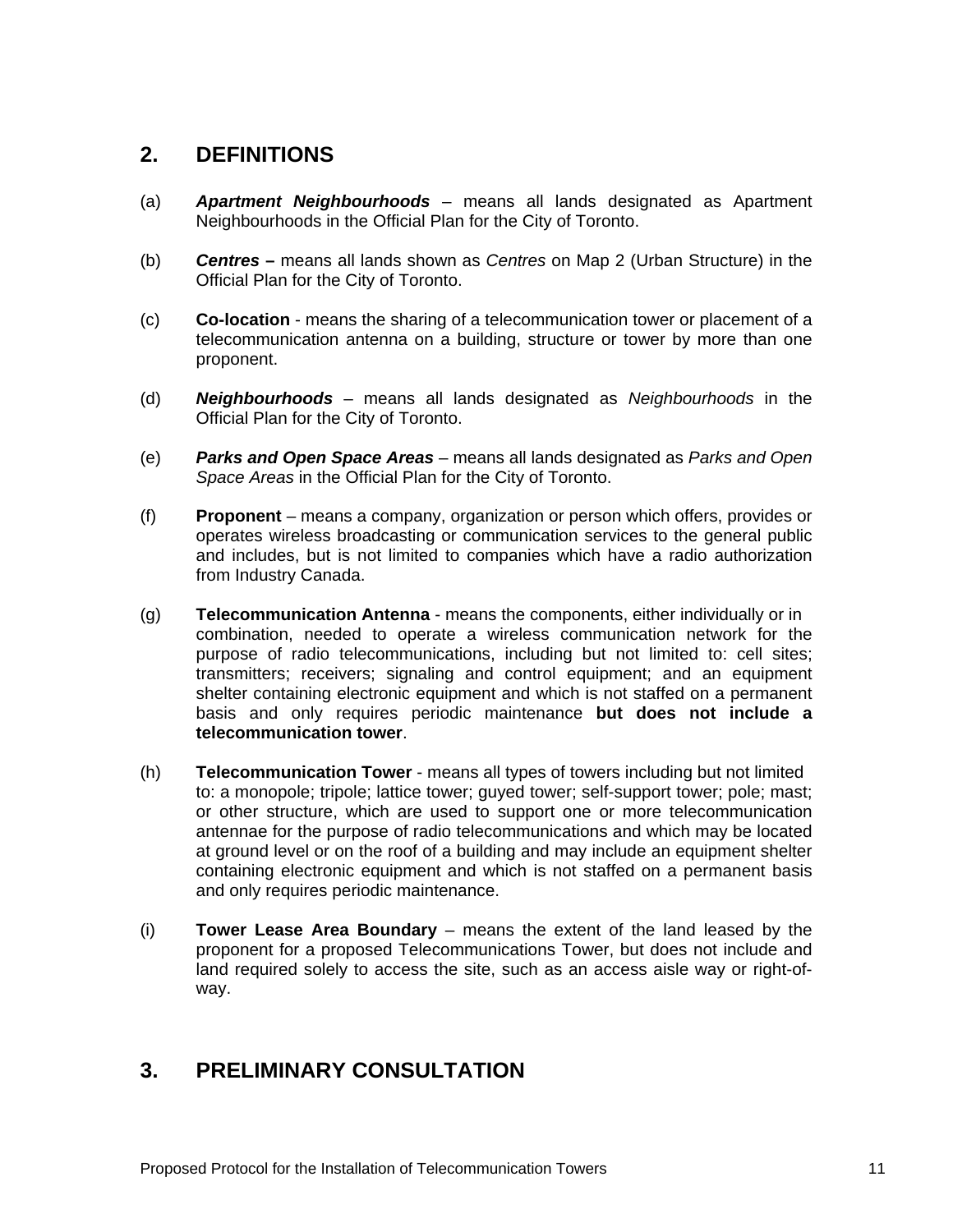## 2. DEFINITIONS

(a) ***Apartment Neighbourhoods*** – means all lands designated as Apartment Neighbourhoods in the Official Plan for the City of Toronto.

(b) ***Centres*** **–** means all lands shown as *Centres* on Map 2 (Urban Structure) in the Official Plan for the City of Toronto.

(c) **Co-location** - means the sharing of a telecommunication tower or placement of a telecommunication antenna on a building, structure or tower by more than one proponent.

(d) ***Neighbourhoods*** – means all lands designated as *Neighbourhoods* in the Official Plan for the City of Toronto.

(e) ***Parks and Open Space Areas*** – means all lands designated as *Parks and Open Space Areas* in the Official Plan for the City of Toronto.

(f) **Proponent** – means a company, organization or person which offers, provides or operates wireless broadcasting or communication services to the general public and includes, but is not limited to companies which have a radio authorization from Industry Canada.

(g) **Telecommunication Antenna** - means the components, either individually or in combination, needed to operate a wireless communication network for the purpose of radio telecommunications, including but not limited to: cell sites; transmitters; receivers; signaling and control equipment; and an equipment shelter containing electronic equipment and which is not staffed on a permanent basis and only requires periodic maintenance **but does not include a telecommunication tower**.

(h) **Telecommunication Tower** - means all types of towers including but not limited to: a monopole; tripole; lattice tower; guyed tower; self-support tower; pole; mast; or other structure, which are used to support one or more telecommunication antennae for the purpose of radio telecommunications and which may be located at ground level or on the roof of a building and may include an equipment shelter containing electronic equipment and which is not staffed on a permanent basis and only requires periodic maintenance.

(i) **Tower Lease Area Boundary** – means the extent of the land leased by the proponent for a proposed Telecommunications Tower, but does not include and land required solely to access the site, such as an access aisle way or right-of-way.

## 3. PRELIMINARY CONSULTATION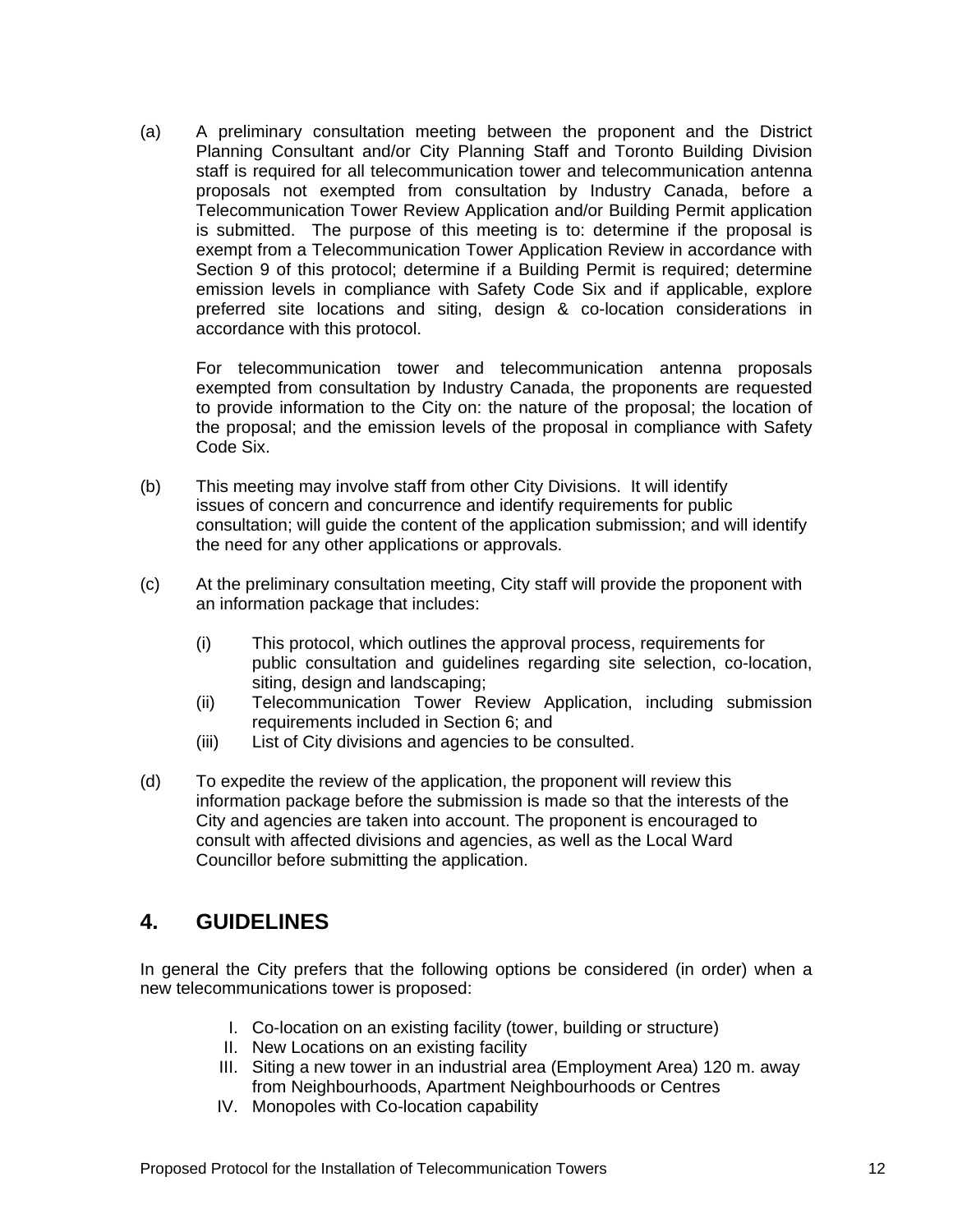(a) A preliminary consultation meeting between the proponent and the District Planning Consultant and/or City Planning Staff and Toronto Building Division staff is required for all telecommunication tower and telecommunication antenna proposals not exempted from consultation by Industry Canada, before a Telecommunication Tower Review Application and/or Building Permit application is submitted. The purpose of this meeting is to: determine if the proposal is exempt from a Telecommunication Tower Application Review in accordance with Section 9 of this protocol; determine if a Building Permit is required; determine emission levels in compliance with Safety Code Six and if applicable, explore preferred site locations and siting, design & co-location considerations in accordance with this protocol.

For telecommunication tower and telecommunication antenna proposals exempted from consultation by Industry Canada, the proponents are requested to provide information to the City on: the nature of the proposal; the location of the proposal; and the emission levels of the proposal in compliance with Safety Code Six.

(b) This meeting may involve staff from other City Divisions. It will identify issues of concern and concurrence and identify requirements for public consultation; will guide the content of the application submission; and will identify the need for any other applications or approvals.

(c) At the preliminary consultation meeting, City staff will provide the proponent with an information package that includes:

  (i) This protocol, which outlines the approval process, requirements for public consultation and guidelines regarding site selection, co-location, siting, design and landscaping;
  (ii) Telecommunication Tower Review Application, including submission requirements included in Section 6; and
  (iii) List of City divisions and agencies to be consulted.

(d) To expedite the review of the application, the proponent will review this information package before the submission is made so that the interests of the City and agencies are taken into account. The proponent is encouraged to consult with affected divisions and agencies, as well as the Local Ward Councillor before submitting the application.

## 4. GUIDELINES

In general the City prefers that the following options be considered (in order) when a new telecommunications tower is proposed:

I. Co-location on an existing facility (tower, building or structure)
II. New Locations on an existing facility
III. Siting a new tower in an industrial area (Employment Area) 120 m. away from Neighbourhoods, Apartment Neighbourhoods or Centres
IV. Monopoles with Co-location capability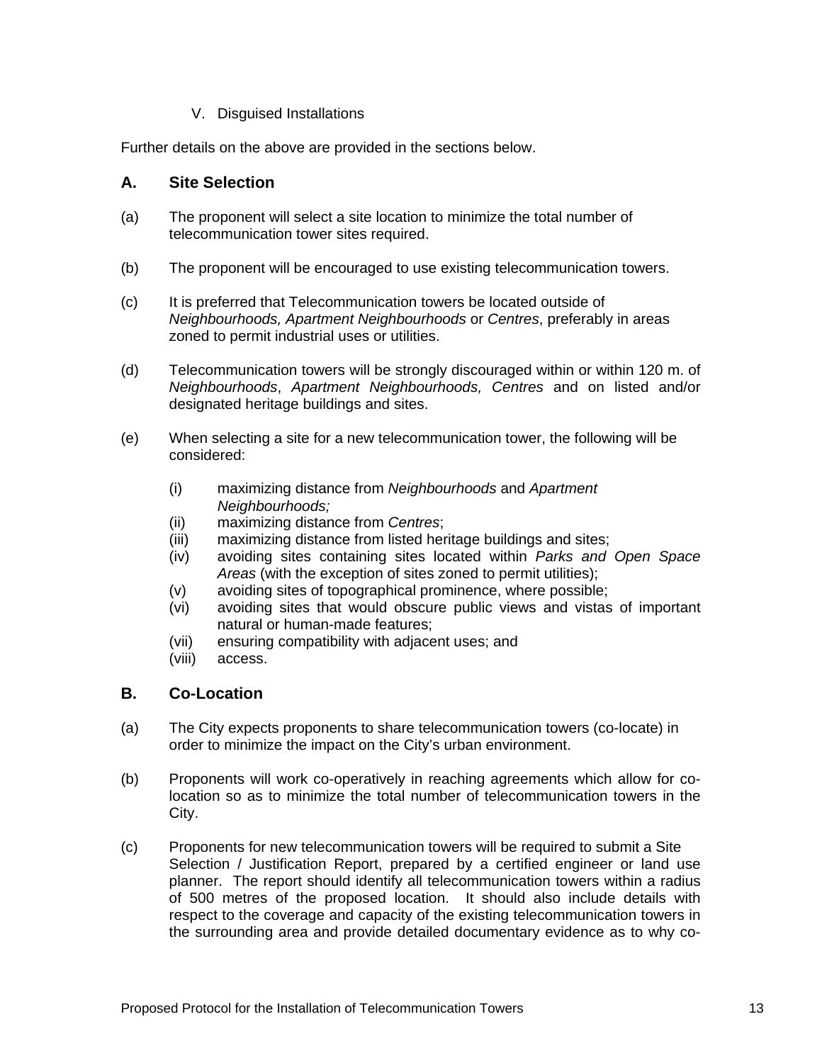V. Disguised Installations

Further details on the above are provided in the sections below.

### A. Site Selection

(a) The proponent will select a site location to minimize the total number of telecommunication tower sites required.

(b) The proponent will be encouraged to use existing telecommunication towers.

(c) It is preferred that Telecommunication towers be located outside of *Neighbourhoods, Apartment Neighbourhoods* or *Centres*, preferably in areas zoned to permit industrial uses or utilities.

(d) Telecommunication towers will be strongly discouraged within or within 120 m. of *Neighbourhoods*, *Apartment Neighbourhoods, Centres* and on listed and/or designated heritage buildings and sites.

(e) When selecting a site for a new telecommunication tower, the following will be considered:

- (i) maximizing distance from *Neighbourhoods* and *Apartment Neighbourhoods;*
- (ii) maximizing distance from *Centres*;
- (iii) maximizing distance from listed heritage buildings and sites;
- (iv) avoiding sites containing sites located within *Parks and Open Space Areas* (with the exception of sites zoned to permit utilities);
- (v) avoiding sites of topographical prominence, where possible;
- (vi) avoiding sites that would obscure public views and vistas of important natural or human-made features;
- (vii) ensuring compatibility with adjacent uses; and
- (viii) access.

### B. Co-Location

(a) The City expects proponents to share telecommunication towers (co-locate) in order to minimize the impact on the City's urban environment.

(b) Proponents will work co-operatively in reaching agreements which allow for co-location so as to minimize the total number of telecommunication towers in the City.

(c) Proponents for new telecommunication towers will be required to submit a Site Selection / Justification Report, prepared by a certified engineer or land use planner. The report should identify all telecommunication towers within a radius of 500 metres of the proposed location. It should also include details with respect to the coverage and capacity of the existing telecommunication towers in the surrounding area and provide detailed documentary evidence as to why co-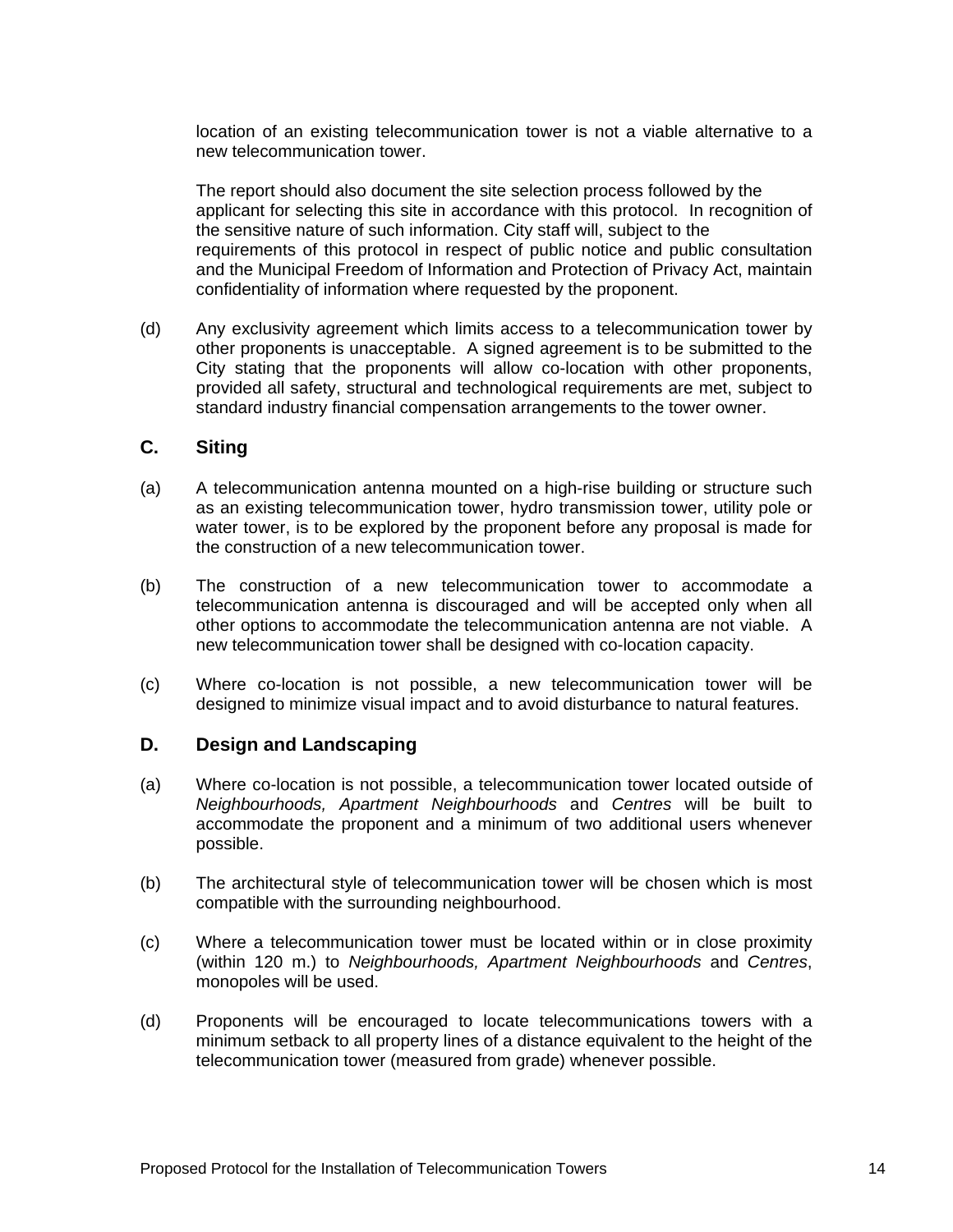location of an existing telecommunication tower is not a viable alternative to a new telecommunication tower.

The report should also document the site selection process followed by the applicant for selecting this site in accordance with this protocol. In recognition of the sensitive nature of such information. City staff will, subject to the requirements of this protocol in respect of public notice and public consultation and the Municipal Freedom of Information and Protection of Privacy Act, maintain confidentiality of information where requested by the proponent.

(d) Any exclusivity agreement which limits access to a telecommunication tower by other proponents is unacceptable. A signed agreement is to be submitted to the City stating that the proponents will allow co-location with other proponents, provided all safety, structural and technological requirements are met, subject to standard industry financial compensation arrangements to the tower owner.

## C. Siting

(a) A telecommunication antenna mounted on a high-rise building or structure such as an existing telecommunication tower, hydro transmission tower, utility pole or water tower, is to be explored by the proponent before any proposal is made for the construction of a new telecommunication tower.

(b) The construction of a new telecommunication tower to accommodate a telecommunication antenna is discouraged and will be accepted only when all other options to accommodate the telecommunication antenna are not viable. A new telecommunication tower shall be designed with co-location capacity.

(c) Where co-location is not possible, a new telecommunication tower will be designed to minimize visual impact and to avoid disturbance to natural features.

## D. Design and Landscaping

(a) Where co-location is not possible, a telecommunication tower located outside of *Neighbourhoods, Apartment Neighbourhoods* and *Centres* will be built to accommodate the proponent and a minimum of two additional users whenever possible.

(b) The architectural style of telecommunication tower will be chosen which is most compatible with the surrounding neighbourhood.

(c) Where a telecommunication tower must be located within or in close proximity (within 120 m.) to *Neighbourhoods, Apartment Neighbourhoods* and *Centres*, monopoles will be used.

(d) Proponents will be encouraged to locate telecommunications towers with a minimum setback to all property lines of a distance equivalent to the height of the telecommunication tower (measured from grade) whenever possible.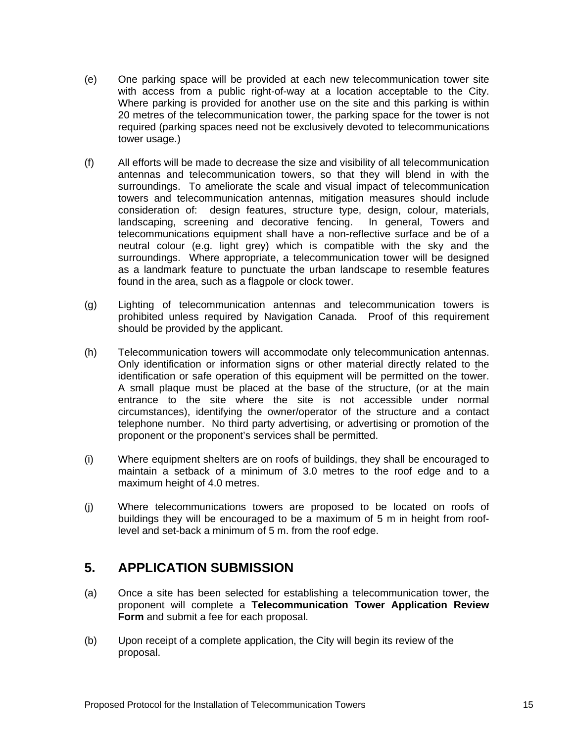(e) One parking space will be provided at each new telecommunication tower site with access from a public right-of-way at a location acceptable to the City. Where parking is provided for another use on the site and this parking is within 20 metres of the telecommunication tower, the parking space for the tower is not required (parking spaces need not be exclusively devoted to telecommunications tower usage.)

(f) All efforts will be made to decrease the size and visibility of all telecommunication antennas and telecommunication towers, so that they will blend in with the surroundings. To ameliorate the scale and visual impact of telecommunication towers and telecommunication antennas, mitigation measures should include consideration of: design features, structure type, design, colour, materials, landscaping, screening and decorative fencing. In general, Towers and telecommunications equipment shall have a non-reflective surface and be of a neutral colour (e.g. light grey) which is compatible with the sky and the surroundings. Where appropriate, a telecommunication tower will be designed as a landmark feature to punctuate the urban landscape to resemble features found in the area, such as a flagpole or clock tower.

(g) Lighting of telecommunication antennas and telecommunication towers is prohibited unless required by Navigation Canada. Proof of this requirement should be provided by the applicant.

(h) Telecommunication towers will accommodate only telecommunication antennas. Only identification or information signs or other material directly related to the identification or safe operation of this equipment will be permitted on the tower. A small plaque must be placed at the base of the structure, (or at the main entrance to the site where the site is not accessible under normal circumstances), identifying the owner/operator of the structure and a contact telephone number. No third party advertising, or advertising or promotion of the proponent or the proponent's services shall be permitted.

(i) Where equipment shelters are on roofs of buildings, they shall be encouraged to maintain a setback of a minimum of 3.0 metres to the roof edge and to a maximum height of 4.0 metres.

(j) Where telecommunications towers are proposed to be located on roofs of buildings they will be encouraged to be a maximum of 5 m in height from roof-level and set-back a minimum of 5 m. from the roof edge.

## 5. APPLICATION SUBMISSION

(a) Once a site has been selected for establishing a telecommunication tower, the proponent will complete a **Telecommunication Tower Application Review Form** and submit a fee for each proposal.

(b) Upon receipt of a complete application, the City will begin its review of the proposal.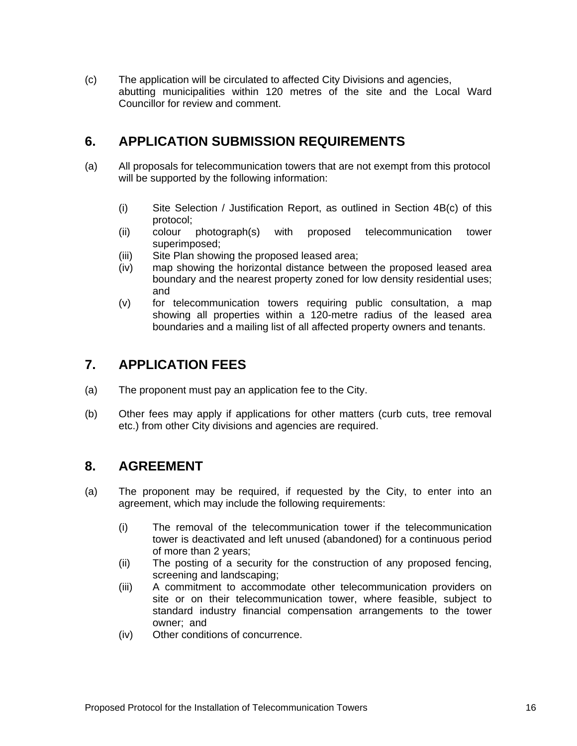(c) The application will be circulated to affected City Divisions and agencies, abutting municipalities within 120 metres of the site and the Local Ward Councillor for review and comment.

## 6. APPLICATION SUBMISSION REQUIREMENTS

(a) All proposals for telecommunication towers that are not exempt from this protocol will be supported by the following information:

- (i) Site Selection / Justification Report, as outlined in Section 4B(c) of this protocol;
- (ii) colour photograph(s) with proposed telecommunication tower superimposed;
- (iii) Site Plan showing the proposed leased area;
- (iv) map showing the horizontal distance between the proposed leased area boundary and the nearest property zoned for low density residential uses; and
- (v) for telecommunication towers requiring public consultation, a map showing all properties within a 120-metre radius of the leased area boundaries and a mailing list of all affected property owners and tenants.

## 7. APPLICATION FEES

(a) The proponent must pay an application fee to the City.

(b) Other fees may apply if applications for other matters (curb cuts, tree removal etc.) from other City divisions and agencies are required.

## 8. AGREEMENT

(a) The proponent may be required, if requested by the City, to enter into an agreement, which may include the following requirements:

- (i) The removal of the telecommunication tower if the telecommunication tower is deactivated and left unused (abandoned) for a continuous period of more than 2 years;
- (ii) The posting of a security for the construction of any proposed fencing, screening and landscaping;
- (iii) A commitment to accommodate other telecommunication providers on site or on their telecommunication tower, where feasible, subject to standard industry financial compensation arrangements to the tower owner; and
- (iv) Other conditions of concurrence.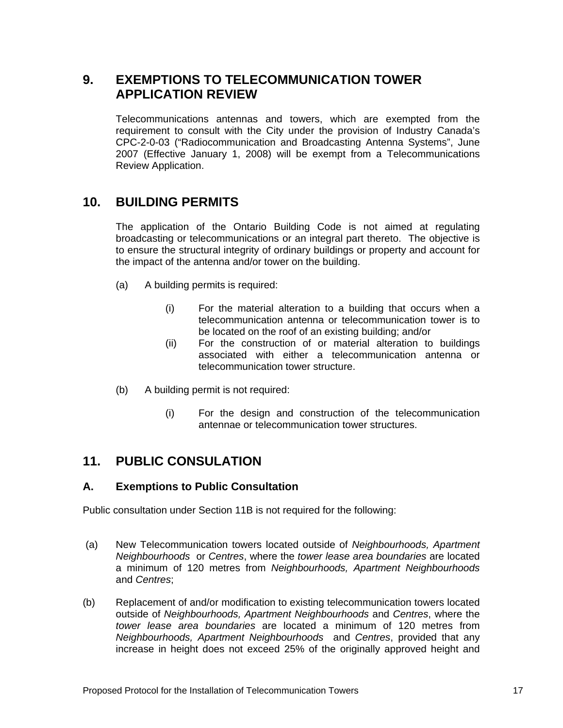## 9. EXEMPTIONS TO TELECOMMUNICATION TOWER APPLICATION REVIEW

Telecommunications antennas and towers, which are exempted from the requirement to consult with the City under the provision of Industry Canada's CPC-2-0-03 ("Radiocommunication and Broadcasting Antenna Systems", June 2007 (Effective January 1, 2008) will be exempt from a Telecommunications Review Application.

## 10. BUILDING PERMITS

The application of the Ontario Building Code is not aimed at regulating broadcasting or telecommunications or an integral part thereto. The objective is to ensure the structural integrity of ordinary buildings or property and account for the impact of the antenna and/or tower on the building.

(a) A building permits is required:

(i) For the material alteration to a building that occurs when a telecommunication antenna or telecommunication tower is to be located on the roof of an existing building; and/or

(ii) For the construction of or material alteration to buildings associated with either a telecommunication antenna or telecommunication tower structure.

(b) A building permit is not required:

(i) For the design and construction of the telecommunication antennae or telecommunication tower structures.

## 11. PUBLIC CONSULATION

### A. Exemptions to Public Consultation

Public consultation under Section 11B is not required for the following:

(a) New Telecommunication towers located outside of *Neighbourhoods, Apartment Neighbourhoods* or *Centres*, where the *tower lease area boundaries* are located a minimum of 120 metres from *Neighbourhoods, Apartment Neighbourhoods* and *Centres*;

(b) Replacement of and/or modification to existing telecommunication towers located outside of *Neighbourhoods, Apartment Neighbourhoods* and *Centres*, where the *tower lease area boundaries* are located a minimum of 120 metres from *Neighbourhoods, Apartment Neighbourhoods* and *Centres*, provided that any increase in height does not exceed 25% of the originally approved height and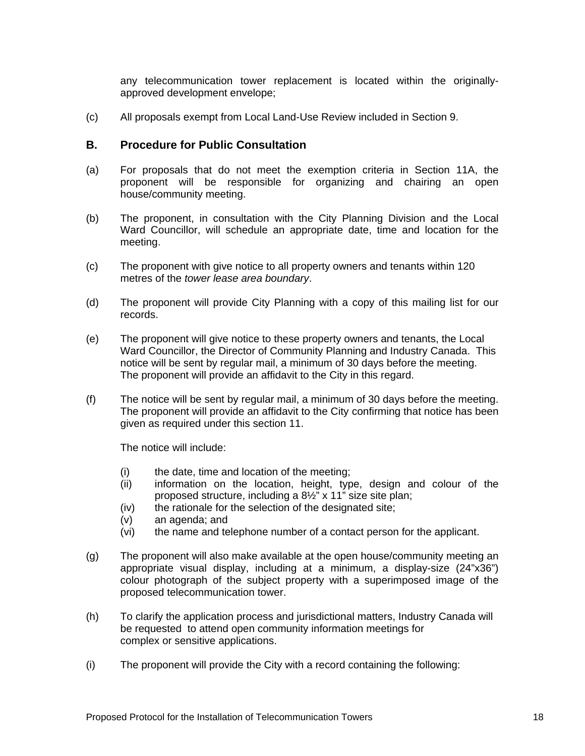any telecommunication tower replacement is located within the originally-approved development envelope;

(c) All proposals exempt from Local Land-Use Review included in Section 9.

## B. Procedure for Public Consultation

(a) For proposals that do not meet the exemption criteria in Section 11A, the proponent will be responsible for organizing and chairing an open house/community meeting.

(b) The proponent, in consultation with the City Planning Division and the Local Ward Councillor, will schedule an appropriate date, time and location for the meeting.

(c) The proponent with give notice to all property owners and tenants within 120 metres of the *tower lease area boundary*.

(d) The proponent will provide City Planning with a copy of this mailing list for our records.

(e) The proponent will give notice to these property owners and tenants, the Local Ward Councillor, the Director of Community Planning and Industry Canada. This notice will be sent by regular mail, a minimum of 30 days before the meeting. The proponent will provide an affidavit to the City in this regard.

(f) The notice will be sent by regular mail, a minimum of 30 days before the meeting. The proponent will provide an affidavit to the City confirming that notice has been given as required under this section 11.

The notice will include:

- (i) the date, time and location of the meeting;
- (ii) information on the location, height, type, design and colour of the proposed structure, including a 8½" x 11" size site plan;
- (iv) the rationale for the selection of the designated site;
- (v) an agenda; and
- (vi) the name and telephone number of a contact person for the applicant.

(g) The proponent will also make available at the open house/community meeting an appropriate visual display, including at a minimum, a display-size (24"x36") colour photograph of the subject property with a superimposed image of the proposed telecommunication tower.

(h) To clarify the application process and jurisdictional matters, Industry Canada will be requested to attend open community information meetings for complex or sensitive applications.

(i) The proponent will provide the City with a record containing the following: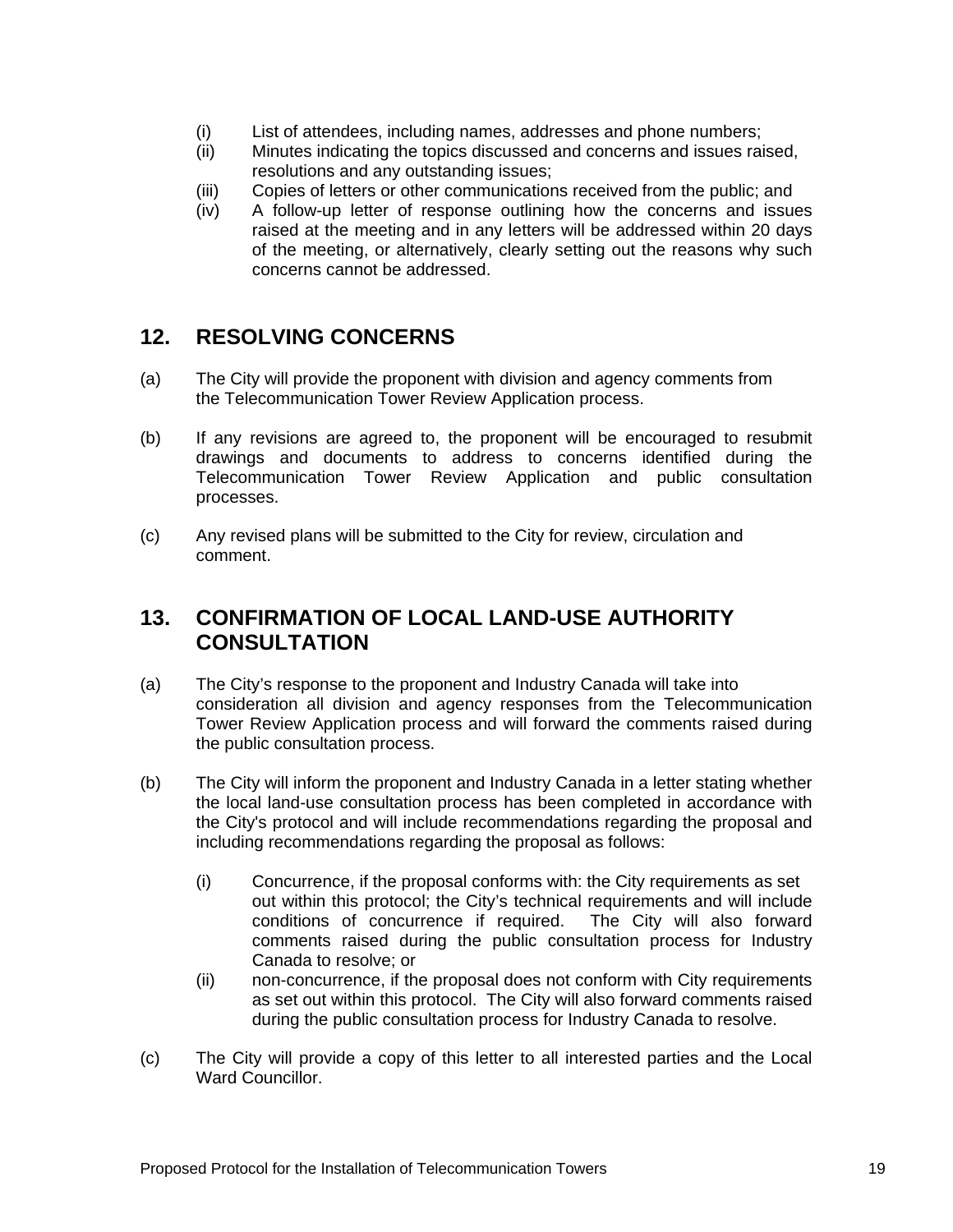(i) List of attendees, including names, addresses and phone numbers;
(ii) Minutes indicating the topics discussed and concerns and issues raised, resolutions and any outstanding issues;
(iii) Copies of letters or other communications received from the public; and
(iv) A follow-up letter of response outlining how the concerns and issues raised at the meeting and in any letters will be addressed within 20 days of the meeting, or alternatively, clearly setting out the reasons why such concerns cannot be addressed.

## 12. RESOLVING CONCERNS

(a) The City will provide the proponent with division and agency comments from the Telecommunication Tower Review Application process.

(b) If any revisions are agreed to, the proponent will be encouraged to resubmit drawings and documents to address to concerns identified during the Telecommunication Tower Review Application and public consultation processes.

(c) Any revised plans will be submitted to the City for review, circulation and comment.

## 13. CONFIRMATION OF LOCAL LAND-USE AUTHORITY CONSULTATION

(a) The City's response to the proponent and Industry Canada will take into consideration all division and agency responses from the Telecommunication Tower Review Application process and will forward the comments raised during the public consultation process.

(b) The City will inform the proponent and Industry Canada in a letter stating whether the local land-use consultation process has been completed in accordance with the City's protocol and will include recommendations regarding the proposal and including recommendations regarding the proposal as follows:

(i) Concurrence, if the proposal conforms with: the City requirements as set out within this protocol; the City's technical requirements and will include conditions of concurrence if required. The City will also forward comments raised during the public consultation process for Industry Canada to resolve; or
(ii) non-concurrence, if the proposal does not conform with City requirements as set out within this protocol. The City will also forward comments raised during the public consultation process for Industry Canada to resolve.

(c) The City will provide a copy of this letter to all interested parties and the Local Ward Councillor.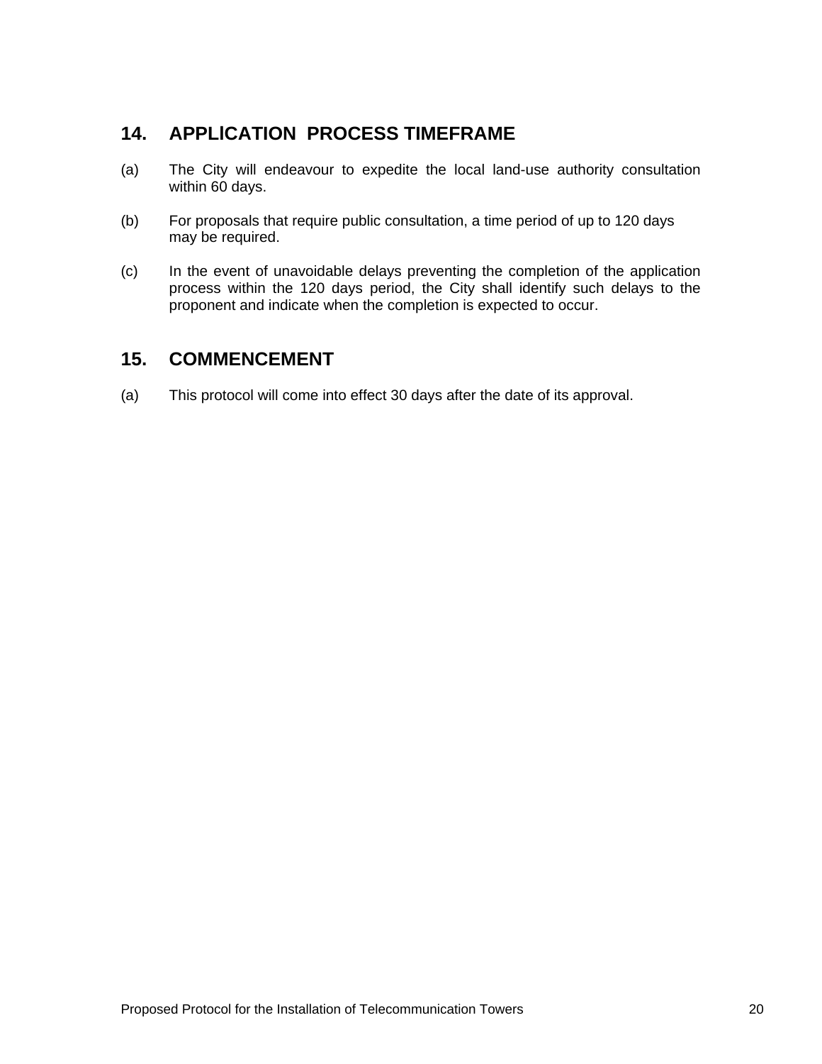## 14. APPLICATION PROCESS TIMEFRAME

(a) The City will endeavour to expedite the local land-use authority consultation within 60 days.

(b) For proposals that require public consultation, a time period of up to 120 days may be required.

(c) In the event of unavoidable delays preventing the completion of the application process within the 120 days period, the City shall identify such delays to the proponent and indicate when the completion is expected to occur.

## 15. COMMENCEMENT

(a) This protocol will come into effect 30 days after the date of its approval.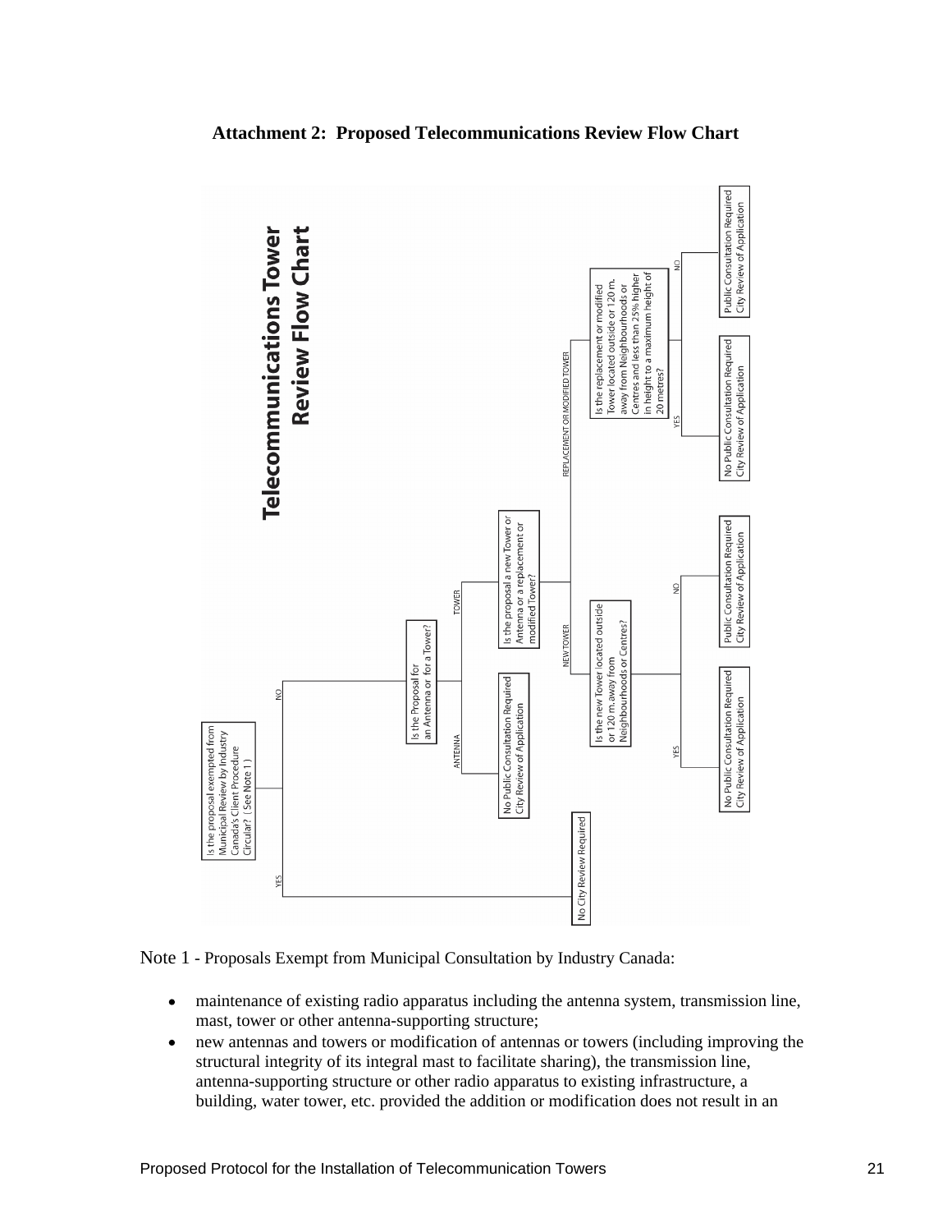**Attachment 2: Proposed Telecommunications Review Flow Chart**

## Telecommunications Tower Review Flow Chart

- Is the proposal exempted from Municipal Review by Industry Canada's Client Procedure Circular? ( See Note 1 )
  - YES → No City Review Required
  - NO → Is the Proposal for an Antenna or for a Tower?
    - ANTENNA → No Public Consultation Required / City Review of Application
    - TOWER → Is the proposal a new Tower or Antenna or a replacement or modified Tower?
      - NEW TOWER → Is the new Tower located outside or 120 m. away from Neighbourhoods or Centres?
        - YES → No Public Consultation Required / City Review of Application
        - NO → Public Consultation Required / City Review of Application
      - REPLACEMENT OR MODIFIED TOWER → Is the replacement or modified Tower located outside or 120 m. away from Neighbourhoods or Centres and less than 25% higher in height to a maximum height of 20 metres?
        - YES → No Public Consultation Required / City Review of Application
        - NO → Public Consultation Required / City Review of Application

Note 1 - Proposals Exempt from Municipal Consultation by Industry Canada:

- maintenance of existing radio apparatus including the antenna system, transmission line, mast, tower or other antenna-supporting structure;
- new antennas and towers or modification of antennas or towers (including improving the structural integrity of its integral mast to facilitate sharing), the transmission line, antenna-supporting structure or other radio apparatus to existing infrastructure, a building, water tower, etc. provided the addition or modification does not result in an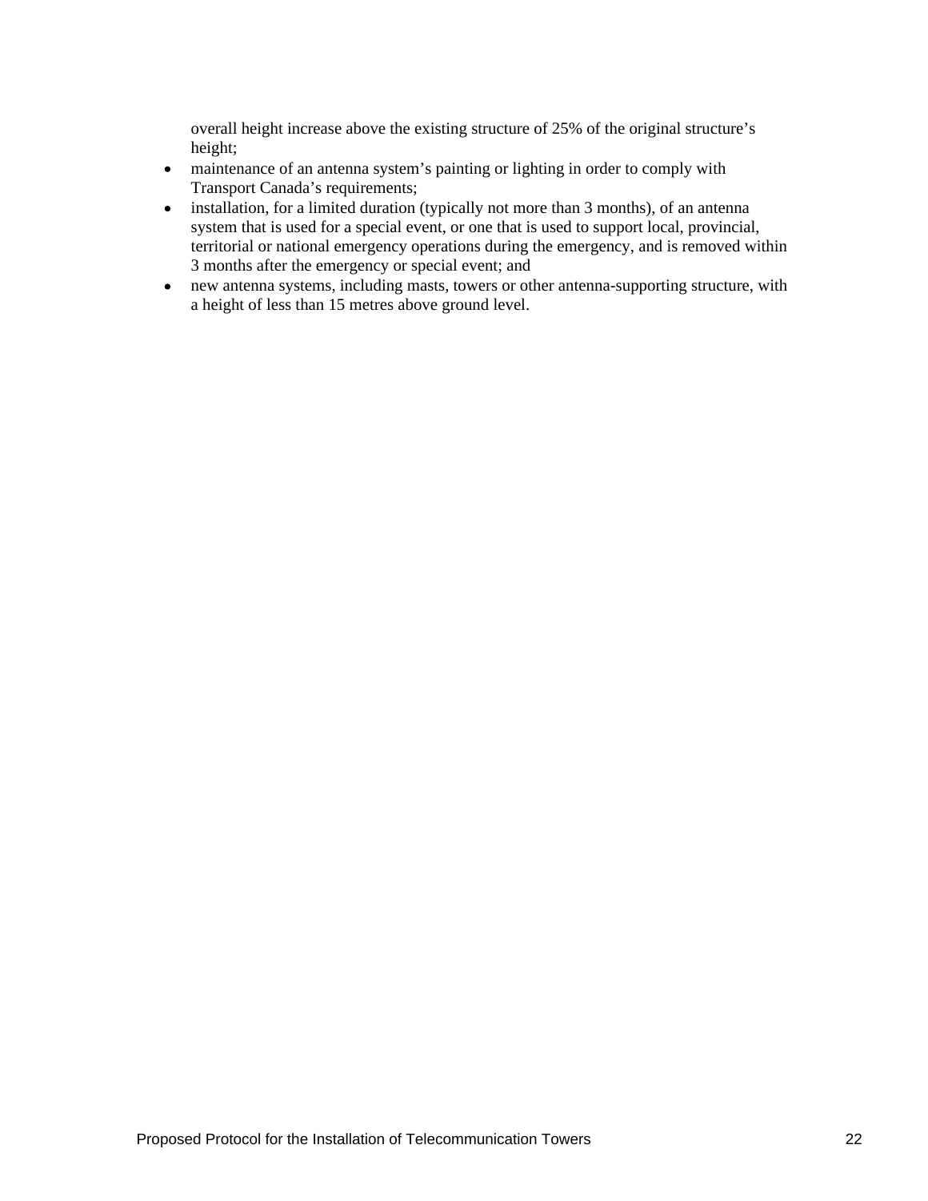overall height increase above the existing structure of 25% of the original structure's height;

- maintenance of an antenna system's painting or lighting in order to comply with Transport Canada's requirements;
- installation, for a limited duration (typically not more than 3 months), of an antenna system that is used for a special event, or one that is used to support local, provincial, territorial or national emergency operations during the emergency, and is removed within 3 months after the emergency or special event; and
- new antenna systems, including masts, towers or other antenna-supporting structure, with a height of less than 15 metres above ground level.